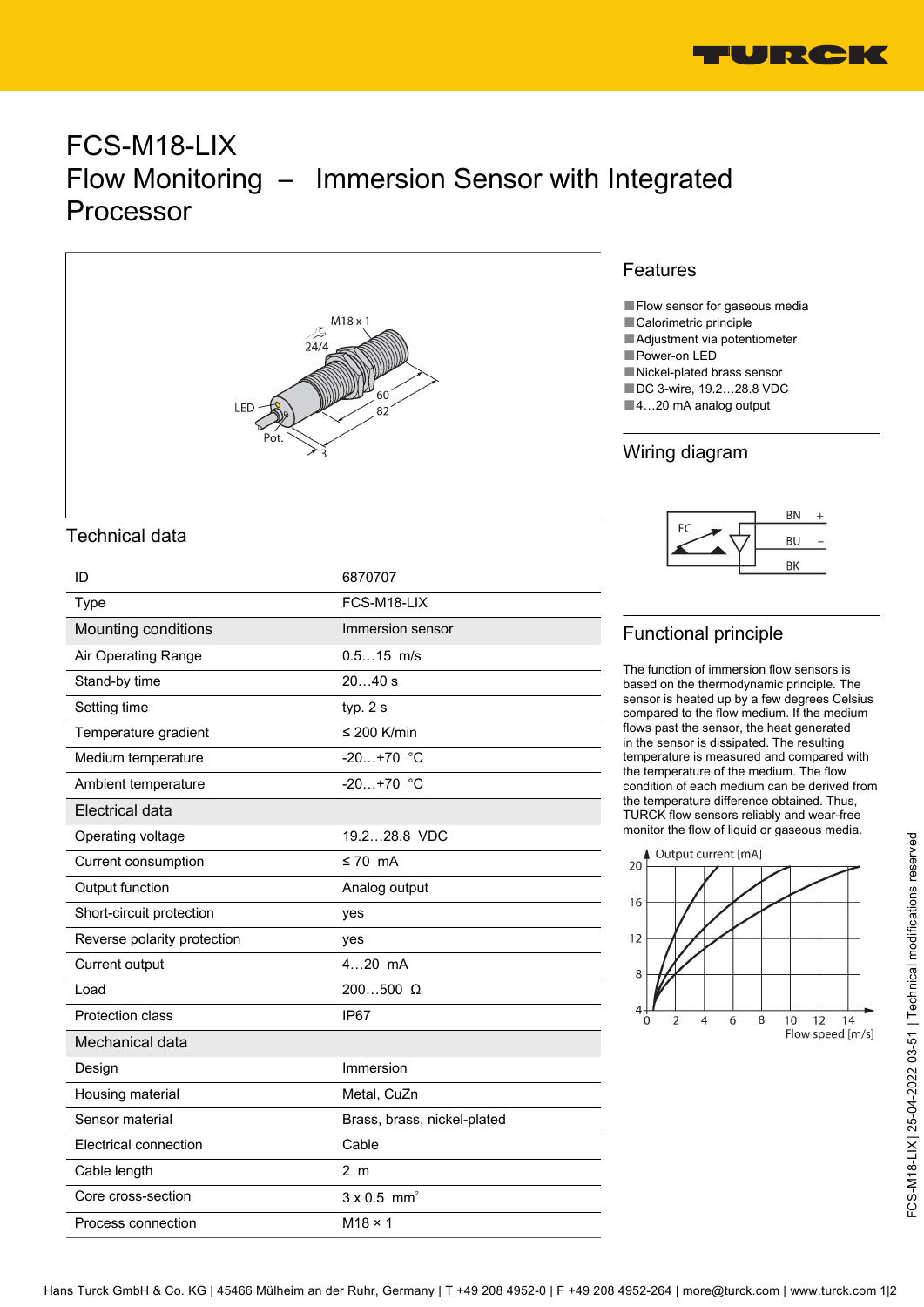# FCS-M18-LIX
# Flow Monitoring – Immersion Sensor with Integrated Processor

## Technical data

| ID | 6870707 |
|---|---|
| Type | FCS-M18-LIX |
| **Mounting conditions** | Immersion sensor |
| Air Operating Range | 0.5…15 m/s |
| Stand-by time | 20…40 s |
| Setting time | typ. 2 s |
| Temperature gradient | ≤ 200 K/min |
| Medium temperature | -20…+70 °C |
| Ambient temperature | -20…+70 °C |
| **Electrical data** | |
| Operating voltage | 19.2…28.8 VDC |
| Current consumption | ≤ 70 mA |
| Output function | Analog output |
| Short-circuit protection | yes |
| Reverse polarity protection | yes |
| Current output | 4…20 mA |
| Load | 200…500 Ω |
| Protection class | IP67 |
| **Mechanical data** | |
| Design | Immersion |
| Housing material | Metal, CuZn |
| Sensor material | Brass, brass, nickel-plated |
| Electrical connection | Cable |
| Cable length | 2 m |
| Core cross-section | 3 x 0.5 $mm^2$ |
| Process connection | M18 × 1 |

## Features

- Flow sensor for gaseous media
- Calorimetric principle
- Adjustment via potentiometer
- Power-on LED
- Nickel-plated brass sensor
- DC 3-wire, 19.2…28.8 VDC
- 4…20 mA analog output

## Wiring diagram

## Functional principle

The function of immersion flow sensors is based on the thermodynamic principle. The sensor is heated up by a few degrees Celsius compared to the flow medium. If the medium flows past the sensor, the heat generated in the sensor is dissipated. The resulting temperature is measured and compared with the temperature of the medium. The flow condition of each medium can be derived from the temperature difference obtained. Thus, TURCK flow sensors reliably and wear-free monitor the flow of liquid or gaseous media.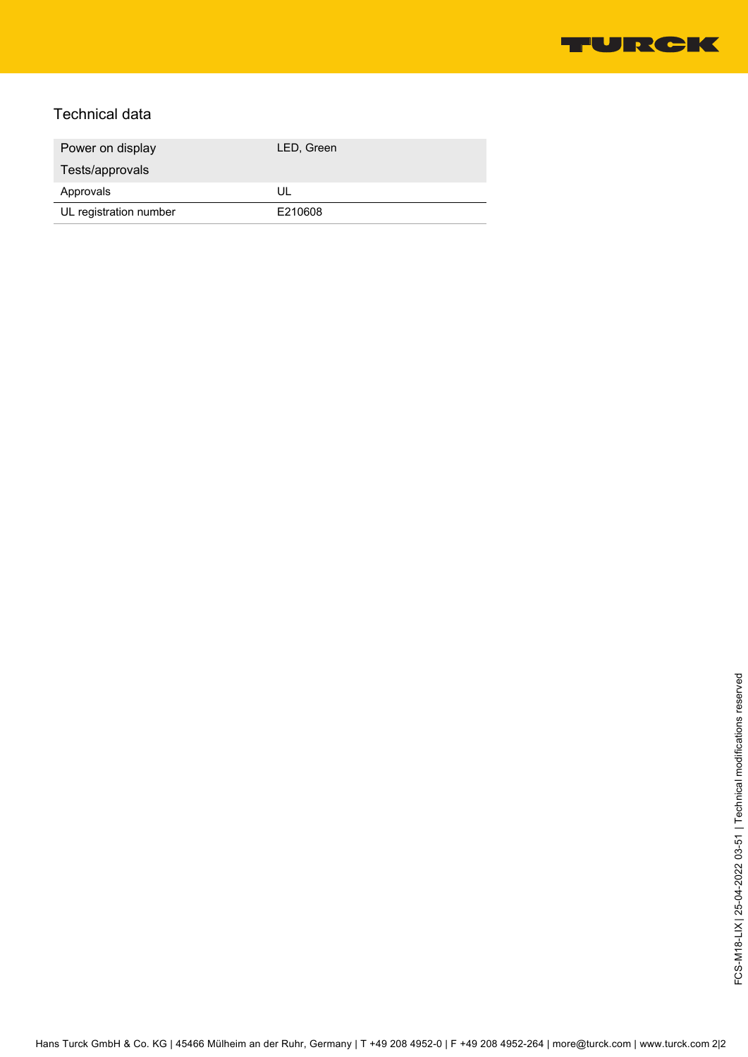## Technical data

| | |
|---|---|
| Power on display | LED, Green |
| **Tests/approvals** | |
| Approvals | UL |
| UL registration number | E210608 |